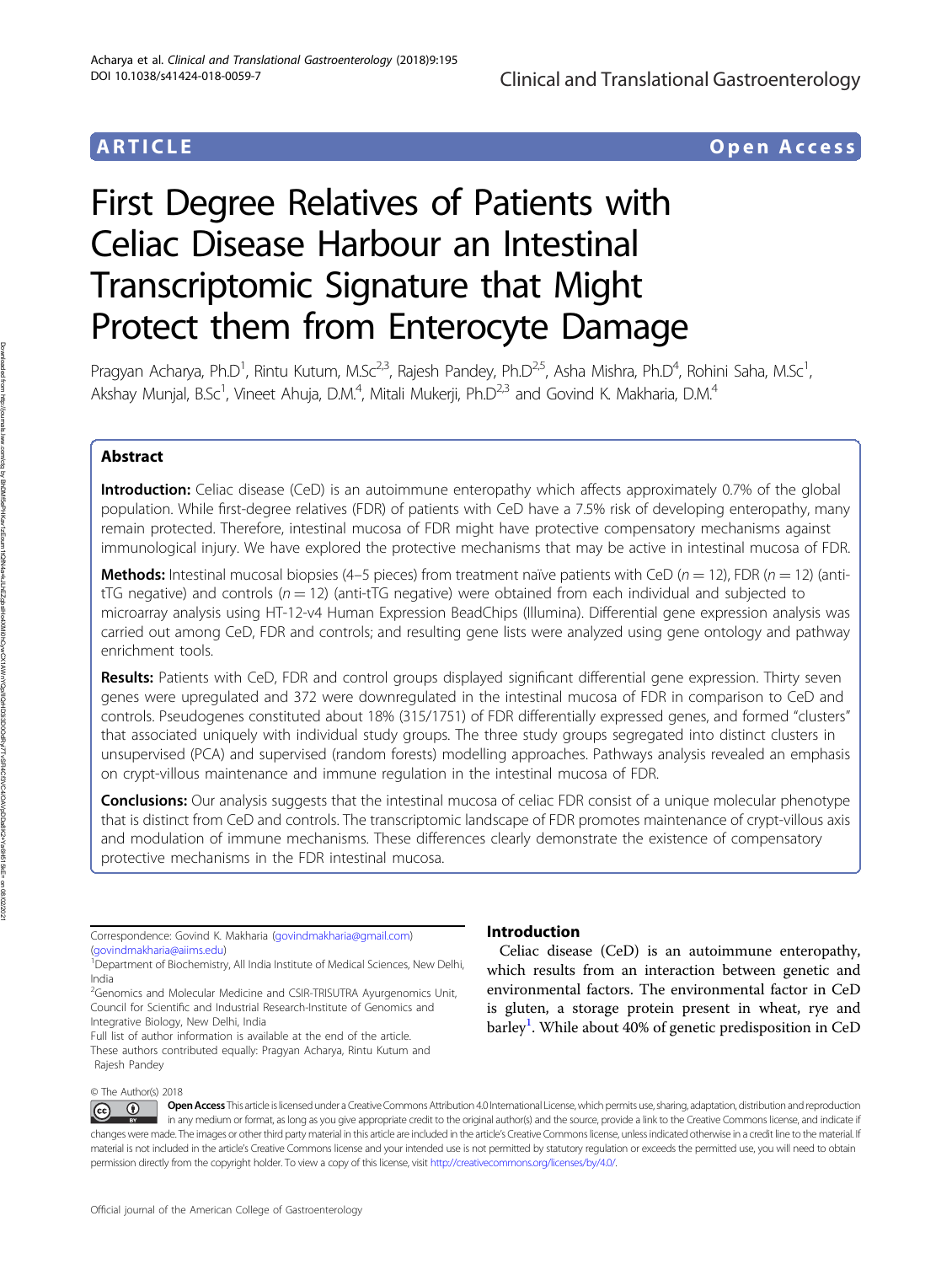ARTICLE

Open Access

# First Degree Relatives of Patients with Celiac Disease Harbour an Intestinal Transcriptomic Signature that Might Protect them from Enterocyte Damage

Pragyan Acharya, Ph.D[1], Rintu Kutum, M.Sc[2,3], Rajesh Pandey, Ph.D[2,5], Asha Mishra, Ph.D[4], Rohini Saha, M.Sc[1], Akshay Munjal, B.Sc[1], Vineet Ahuja, D.M.[4], Mitali Mukerji, Ph.D[2,3] and Govind K. Makharia, D.M.[4]

## Abstract

**Introduction:** Celiac disease (CeD) is an autoimmune enteropathy which affects approximately 0.7% of the global population. While first-degree relatives (FDR) of patients with CeD have a 7.5% risk of developing enteropathy, many remain protected. Therefore, intestinal mucosa of FDR might have protective compensatory mechanisms against immunological injury. We have explored the protective mechanisms that may be active in intestinal mucosa of FDR.

**Methods:** Intestinal mucosal biopsies (4–5 pieces) from treatment naïve patients with CeD ($n = 12$), FDR ($n = 12$) (anti-tTG negative) and controls ($n = 12$) (anti-tTG negative) were obtained from each individual and subjected to microarray analysis using HT-12-v4 Human Expression BeadChips (Illumina). Differential gene expression analysis was carried out among CeD, FDR and controls; and resulting gene lists were analyzed using gene ontology and pathway enrichment tools.

**Results:** Patients with CeD, FDR and control groups displayed significant differential gene expression. Thirty seven genes were upregulated and 372 were downregulated in the intestinal mucosa of FDR in comparison to CeD and controls. Pseudogenes constituted about 18% (315/1751) of FDR differentially expressed genes, and formed "clusters" that associated uniquely with individual study groups. The three study groups segregated into distinct clusters in unsupervised (PCA) and supervised (random forests) modelling approaches. Pathways analysis revealed an emphasis on crypt-villous maintenance and immune regulation in the intestinal mucosa of FDR.

**Conclusions:** Our analysis suggests that the intestinal mucosa of celiac FDR consist of a unique molecular phenotype that is distinct from CeD and controls. The transcriptomic landscape of FDR promotes maintenance of crypt-villous axis and modulation of immune mechanisms. These differences clearly demonstrate the existence of compensatory protective mechanisms in the FDR intestinal mucosa.

Correspondence: Govind K. Makharia (govindmakharia@gmail.com) (govindmakharia@aiims.edu)
[1]Department of Biochemistry, All India Institute of Medical Sciences, New Delhi, India
[2]Genomics and Molecular Medicine and CSIR-TRISUTRA Ayurgenomics Unit, Council for Scientific and Industrial Research-Institute of Genomics and Integrative Biology, New Delhi, India
Full list of author information is available at the end of the article.
These authors contributed equally: Pragyan Acharya, Rintu Kutum and Rajesh Pandey

## Introduction

Celiac disease (CeD) is an autoimmune enteropathy, which results from an interaction between genetic and environmental factors. The environmental factor in CeD is gluten, a storage protein present in wheat, rye and barley[1]. While about 40% of genetic predisposition in CeD

© The Author(s) 2018

Open Access This article is licensed under a Creative Commons Attribution 4.0 International License, which permits use, sharing, adaptation, distribution and reproduction in any medium or format, as long as you give appropriate credit to the original author(s) and the source, provide a link to the Creative Commons license, and indicate if changes were made. The images or other third party material in this article are included in the article's Creative Commons license, unless indicated otherwise in a credit line to the material. If material is not included in the article's Creative Commons license and your intended use is not permitted by statutory regulation or exceeds the permitted use, you will need to obtain permission directly from the copyright holder. To view a copy of this license, visit http://creativecommons.org/licenses/by/4.0/.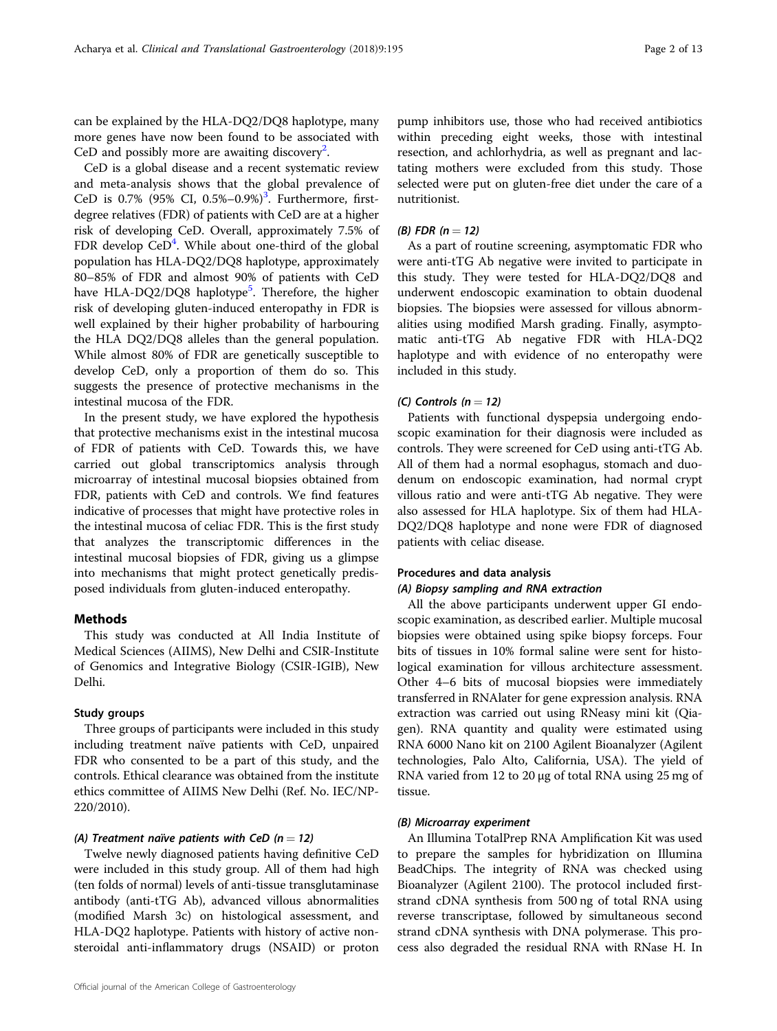can be explained by the HLA-DQ2/DQ8 haplotype, many more genes have now been found to be associated with CeD and possibly more are awaiting discovery[2].

CeD is a global disease and a recent systematic review and meta-analysis shows that the global prevalence of CeD is 0.7% (95% CI, 0.5%–0.9%)[3]. Furthermore, first-degree relatives (FDR) of patients with CeD are at a higher risk of developing CeD. Overall, approximately 7.5% of FDR develop CeD[4]. While about one-third of the global population has HLA-DQ2/DQ8 haplotype, approximately 80–85% of FDR and almost 90% of patients with CeD have HLA-DQ2/DQ8 haplotype[5]. Therefore, the higher risk of developing gluten-induced enteropathy in FDR is well explained by their higher probability of harbouring the HLA DQ2/DQ8 alleles than the general population. While almost 80% of FDR are genetically susceptible to develop CeD, only a proportion of them do so. This suggests the presence of protective mechanisms in the intestinal mucosa of the FDR.

In the present study, we have explored the hypothesis that protective mechanisms exist in the intestinal mucosa of FDR of patients with CeD. Towards this, we have carried out global transcriptomics analysis through microarray of intestinal mucosal biopsies obtained from FDR, patients with CeD and controls. We find features indicative of processes that might have protective roles in the intestinal mucosa of celiac FDR. This is the first study that analyzes the transcriptomic differences in the intestinal mucosal biopsies of FDR, giving us a glimpse into mechanisms that might protect genetically predisposed individuals from gluten-induced enteropathy.

## Methods

This study was conducted at All India Institute of Medical Sciences (AIIMS), New Delhi and CSIR-Institute of Genomics and Integrative Biology (CSIR-IGIB), New Delhi.

### Study groups

Three groups of participants were included in this study including treatment naïve patients with CeD, unpaired FDR who consented to be a part of this study, and the controls. Ethical clearance was obtained from the institute ethics committee of AIIMS New Delhi (Ref. No. IEC/NP-220/2010).

#### *(A) Treatment naïve patients with CeD (n = 12)*

Twelve newly diagnosed patients having definitive CeD were included in this study group. All of them had high (ten folds of normal) levels of anti-tissue transglutaminase antibody (anti-tTG Ab), advanced villous abnormalities (modified Marsh 3c) on histological assessment, and HLA-DQ2 haplotype. Patients with history of active non-steroidal anti-inflammatory drugs (NSAID) or proton pump inhibitors use, those who had received antibiotics within preceding eight weeks, those with intestinal resection, and achlorhydria, as well as pregnant and lactating mothers were excluded from this study. Those selected were put on gluten-free diet under the care of a nutritionist.

#### *(B) FDR (n = 12)*

As a part of routine screening, asymptomatic FDR who were anti-tTG Ab negative were invited to participate in this study. They were tested for HLA-DQ2/DQ8 and underwent endoscopic examination to obtain duodenal biopsies. The biopsies were assessed for villous abnormalities using modified Marsh grading. Finally, asymptomatic anti-tTG Ab negative FDR with HLA-DQ2 haplotype and with evidence of no enteropathy were included in this study.

#### *(C) Controls (n = 12)*

Patients with functional dyspepsia undergoing endoscopic examination for their diagnosis were included as controls. They were screened for CeD using anti-tTG Ab. All of them had a normal esophagus, stomach and duodenum on endoscopic examination, had normal crypt villous ratio and were anti-tTG Ab negative. They were also assessed for HLA haplotype. Six of them had HLA-DQ2/DQ8 haplotype and none were FDR of diagnosed patients with celiac disease.

### Procedures and data analysis

#### *(A) Biopsy sampling and RNA extraction*

All the above participants underwent upper GI endoscopic examination, as described earlier. Multiple mucosal biopsies were obtained using spike biopsy forceps. Four bits of tissues in 10% formal saline were sent for histological examination for villous architecture assessment. Other 4–6 bits of mucosal biopsies were immediately transferred in RNAlater for gene expression analysis. RNA extraction was carried out using RNeasy mini kit (Qiagen). RNA quantity and quality were estimated using RNA 6000 Nano kit on 2100 Agilent Bioanalyzer (Agilent technologies, Palo Alto, California, USA). The yield of RNA varied from 12 to 20 μg of total RNA using 25 mg of tissue.

#### *(B) Microarray experiment*

An Illumina TotalPrep RNA Amplification Kit was used to prepare the samples for hybridization on Illumina BeadChips. The integrity of RNA was checked using Bioanalyzer (Agilent 2100). The protocol included first-strand cDNA synthesis from 500 ng of total RNA using reverse transcriptase, followed by simultaneous second strand cDNA synthesis with DNA polymerase. This process also degraded the residual RNA with RNase H. In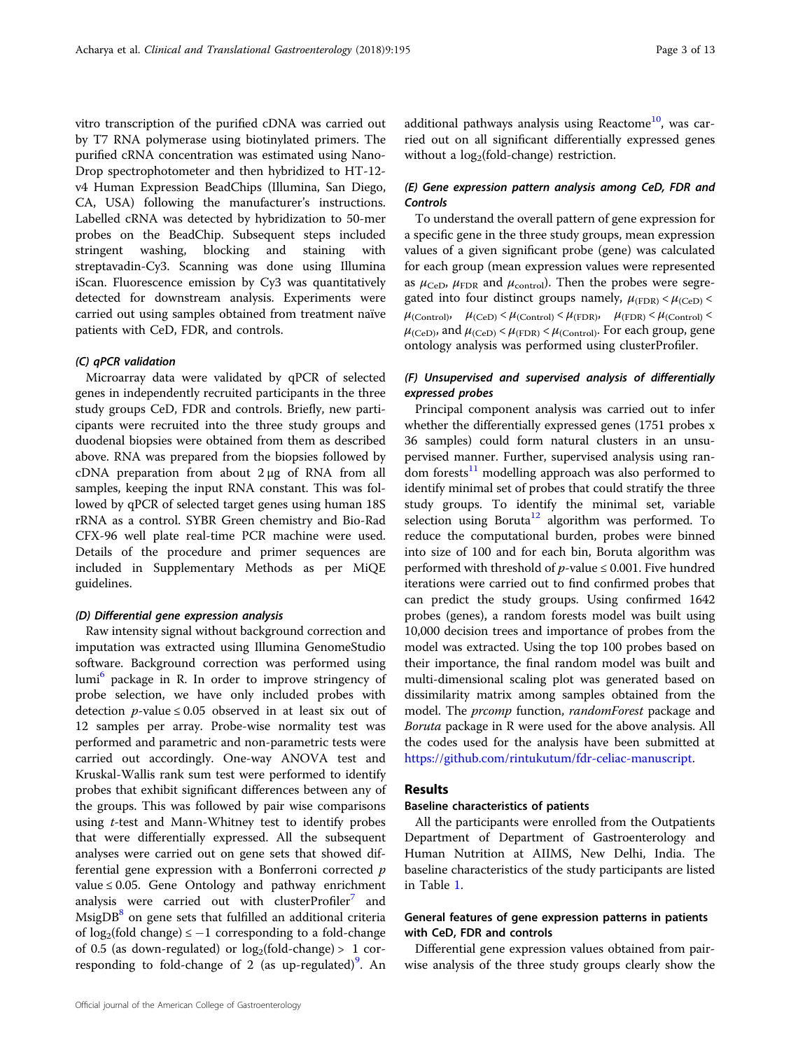vitro transcription of the purified cDNA was carried out by T7 RNA polymerase using biotinylated primers. The purified cRNA concentration was estimated using NanoDrop spectrophotometer and then hybridized to HT-12-v4 Human Expression BeadChips (Illumina, San Diego, CA, USA) following the manufacturer's instructions. Labelled cRNA was detected by hybridization to 50-mer probes on the BeadChip. Subsequent steps included stringent washing, blocking and staining with streptavadin-Cy3. Scanning was done using Illumina iScan. Fluorescence emission by Cy3 was quantitatively detected for downstream analysis. Experiments were carried out using samples obtained from treatment naïve patients with CeD, FDR, and controls.

#### *(C) qPCR validation*

Microarray data were validated by qPCR of selected genes in independently recruited participants in the three study groups CeD, FDR and controls. Briefly, new participants were recruited into the three study groups and duodenal biopsies were obtained from them as described above. RNA was prepared from the biopsies followed by cDNA preparation from about 2 µg of RNA from all samples, keeping the input RNA constant. This was followed by qPCR of selected target genes using human 18S rRNA as a control. SYBR Green chemistry and Bio-Rad CFX-96 well plate real-time PCR machine were used. Details of the procedure and primer sequences are included in Supplementary Methods as per MiQE guidelines.

#### *(D) Differential gene expression analysis*

Raw intensity signal without background correction and imputation was extracted using Illumina GenomeStudio software. Background correction was performed using lumi[6] package in R. In order to improve stringency of probe selection, we have only included probes with detection $p$-value $\leq 0.05$ observed in at least six out of 12 samples per array. Probe-wise normality test was performed and parametric and non-parametric tests were carried out accordingly. One-way ANOVA test and Kruskal-Wallis rank sum test were performed to identify probes that exhibit significant differences between any of the groups. This was followed by pair wise comparisons using $t$-test and Mann-Whitney test to identify probes that were differentially expressed. All the subsequent analyses were carried out on gene sets that showed differential gene expression with a Bonferroni corrected $p$ value $\leq 0.05$. Gene Ontology and pathway enrichment analysis were carried out with clusterProfiler[7] and MsigDB[8] on gene sets that fulfilled an additional criteria of $\log_2$(fold change) $\leq -1$ corresponding to a fold-change of 0.5 (as down-regulated) or $\log_2$(fold-change) $> 1$ corresponding to fold-change of 2 (as up-regulated)[9]. An additional pathways analysis using Reactome[10], was carried out on all significant differentially expressed genes without a $\log_2$(fold-change) restriction.

#### *(E) Gene expression pattern analysis among CeD, FDR and Controls*

To understand the overall pattern of gene expression for a specific gene in the three study groups, mean expression values of a given significant probe (gene) was calculated for each group (mean expression values were represented as $\mu_{\text{CeD}}$, $\mu_{\text{FDR}}$ and $\mu_{\text{control}}$). Then the probes were segregated into four distinct groups namely, $\mu_{(\text{FDR})} < \mu_{(\text{CeD})} < \mu_{(\text{Control})}$, $\mu_{(\text{CeD})} < \mu_{(\text{Control})} < \mu_{(\text{FDR})}$, $\mu_{(\text{FDR})} < \mu_{(\text{Control})} < \mu_{(\text{CeD})}$, and $\mu_{(\text{CeD})} < \mu_{(\text{FDR})} < \mu_{(\text{Control})}$. For each group, gene ontology analysis was performed using clusterProfiler.

#### *(F) Unsupervised and supervised analysis of differentially expressed probes*

Principal component analysis was carried out to infer whether the differentially expressed genes (1751 probes x 36 samples) could form natural clusters in an unsupervised manner. Further, supervised analysis using random forests[11] modelling approach was also performed to identify minimal set of probes that could stratify the three study groups. To identify the minimal set, variable selection using Boruta[12] algorithm was performed. To reduce the computational burden, probes were binned into size of 100 and for each bin, Boruta algorithm was performed with threshold of $p$-value $\leq 0.001$. Five hundred iterations were carried out to find confirmed probes that can predict the study groups. Using confirmed 1642 probes (genes), a random forests model was built using 10,000 decision trees and importance of probes from the model was extracted. Using the top 100 probes based on their importance, the final random model was built and multi-dimensional scaling plot was generated based on dissimilarity matrix among samples obtained from the model. The *prcomp* function, *randomForest* package and *Boruta* package in R were used for the above analysis. All the codes used for the analysis have been submitted at https://github.com/rintukutum/fdr-celiac-manuscript.

## Results

### Baseline characteristics of patients

All the participants were enrolled from the Outpatients Department of Department of Gastroenterology and Human Nutrition at AIIMS, New Delhi, India. The baseline characteristics of the study participants are listed in Table 1.

### General features of gene expression patterns in patients with CeD, FDR and controls

Differential gene expression values obtained from pairwise analysis of the three study groups clearly show the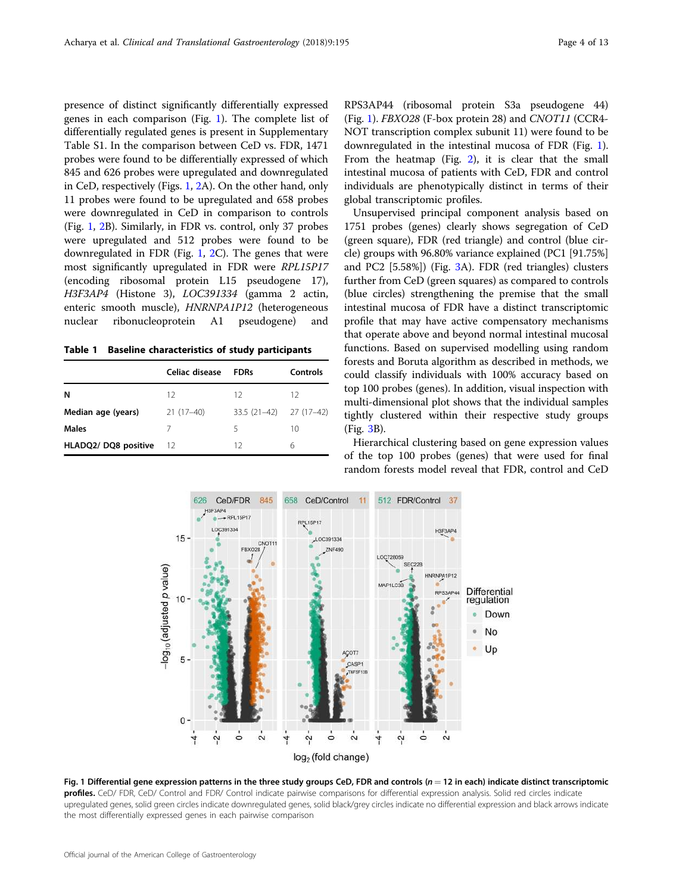presence of distinct significantly differentially expressed genes in each comparison (Fig. 1). The complete list of differentially regulated genes is present in Supplementary Table S1. In the comparison between CeD vs. FDR, 1471 probes were found to be differentially expressed of which 845 and 626 probes were upregulated and downregulated in CeD, respectively (Figs. 1, 2A). On the other hand, only 11 probes were found to be upregulated and 658 probes were downregulated in CeD in comparison to controls (Fig. 1, 2B). Similarly, in FDR vs. control, only 37 probes were upregulated and 512 probes were found to be downregulated in FDR (Fig. 1, 2C). The genes that were most significantly upregulated in FDR were *RPL15P17* (encoding ribosomal protein L15 pseudogene 17), *H3F3AP4* (Histone 3), *LOC391334* (gamma 2 actin, enteric smooth muscle), *HNRNPA1P12* (heterogeneous nuclear ribonucleoprotein A1 pseudogene) and RPS3AP44 (ribosomal protein S3a pseudogene 44) (Fig. 1). *FBXO28* (F-box protein 28) and *CNOT11* (CCR4-NOT transcription complex subunit 11) were found to be downregulated in the intestinal mucosa of FDR (Fig. 1). From the heatmap (Fig. 2), it is clear that the small intestinal mucosa of patients with CeD, FDR and control individuals are phenotypically distinct in terms of their global transcriptomic profiles.

**Table 1 Baseline characteristics of study participants**

| | Celiac disease | FDRs | Controls |
|---|---|---|---|
| **N** | 12 | 12 | 12 |
| **Median age (years)** | 21 (17–40) | 33.5 (21–42) | 27 (17–42) |
| **Males** | 7 | 5 | 10 |
| **HLADQ2/ DQ8 positive** | 12 | 12 | 6 |

Unsupervised principal component analysis based on 1751 probes (genes) clearly shows segregation of CeD (green square), FDR (red triangle) and control (blue circle) groups with 96.80% variance explained (PC1 [91.75%] and PC2 [5.58%]) (Fig. 3A). FDR (red triangles) clusters further from CeD (green squares) as compared to controls (blue circles) strengthening the premise that the small intestinal mucosa of FDR have a distinct transcriptomic profile that may have active compensatory mechanisms that operate above and beyond normal intestinal mucosal functions. Based on supervised modelling using random forests and Boruta algorithm as described in methods, we could classify individuals with 100% accuracy based on top 100 probes (genes). In addition, visual inspection with multi-dimensional plot shows that the individual samples tightly clustered within their respective study groups (Fig. 3B).

Hierarchical clustering based on gene expression values of the top 100 probes (genes) that were used for final random forests model reveal that FDR, control and CeD

**Fig. 1 Differential gene expression patterns in the three study groups CeD, FDR and controls ($n$ = 12 in each) indicate distinct transcriptomic profiles.** CeD/ FDR, CeD/ Control and FDR/ Control indicate pairwise comparisons for differential expression analysis. Solid red circles indicate upregulated genes, solid green circles indicate downregulated genes, solid black/grey circles indicate no differential expression and black arrows indicate the most differentially expressed genes in each pairwise comparison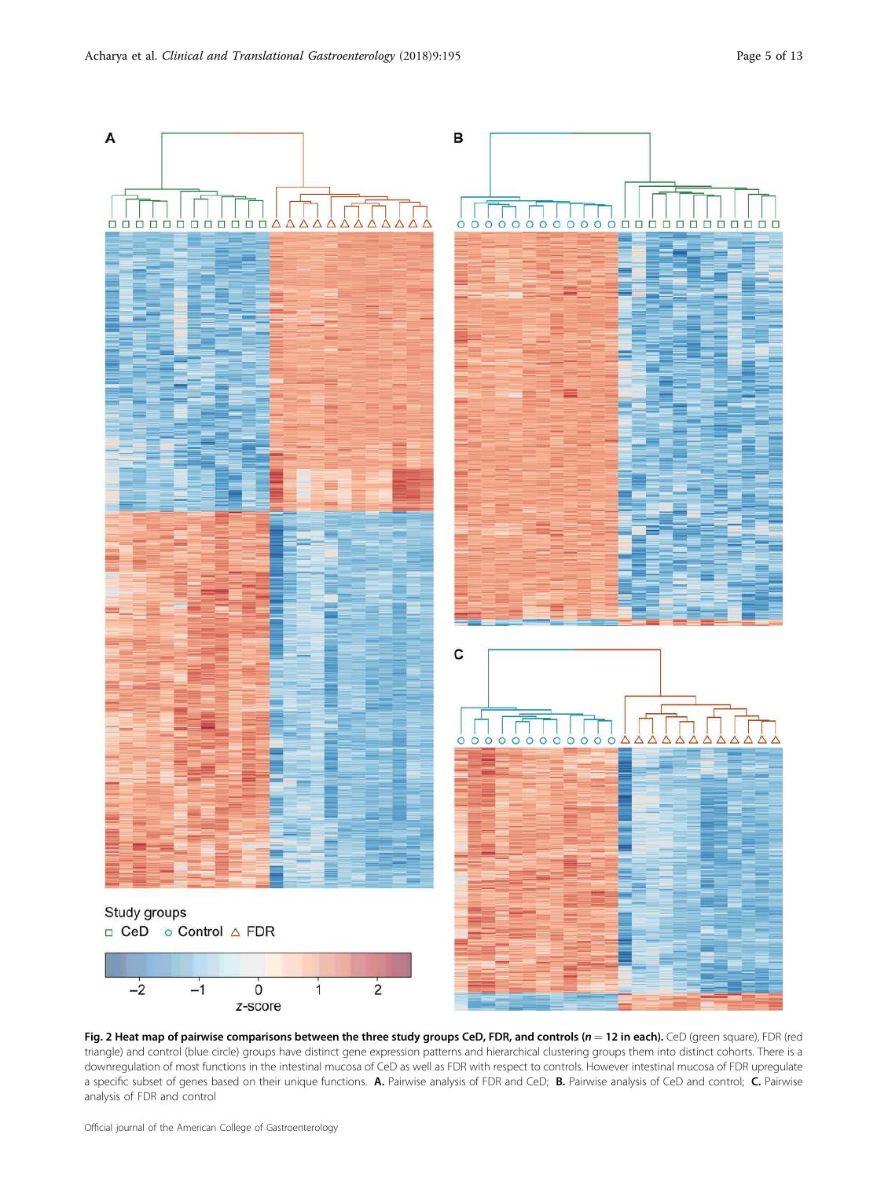**Fig. 2 Heat map of pairwise comparisons between the three study groups CeD, FDR, and controls ($n$ = 12 in each).** CeD (green square), FDR (red triangle) and control (blue circle) groups have distinct gene expression patterns and hierarchical clustering groups them into distinct cohorts. There is a downregulation of most functions in the intestinal mucosa of CeD as well as FDR with respect to controls. However intestinal mucosa of FDR upregulate a specific subset of genes based on their unique functions. **A.** Pairwise analysis of FDR and CeD; **B.** Pairwise analysis of CeD and control; **C.** Pairwise analysis of FDR and control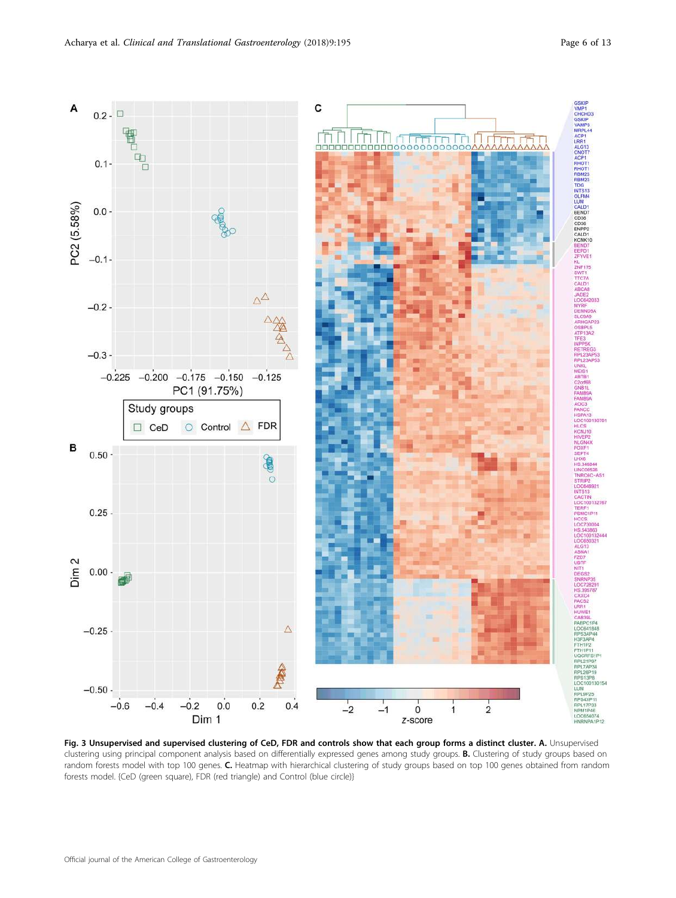**Fig. 3 Unsupervised and supervised clustering of CeD, FDR and controls show that each group forms a distinct cluster. A.** Unsupervised clustering using principal component analysis based on differentially expressed genes among study groups. **B.** Clustering of study groups based on random forests model with top 100 genes. **C.** Heatmap with hierarchical clustering of study groups based on top 100 genes obtained from random forests model. {CeD (green square), FDR (red triangle) and Control (blue circle)}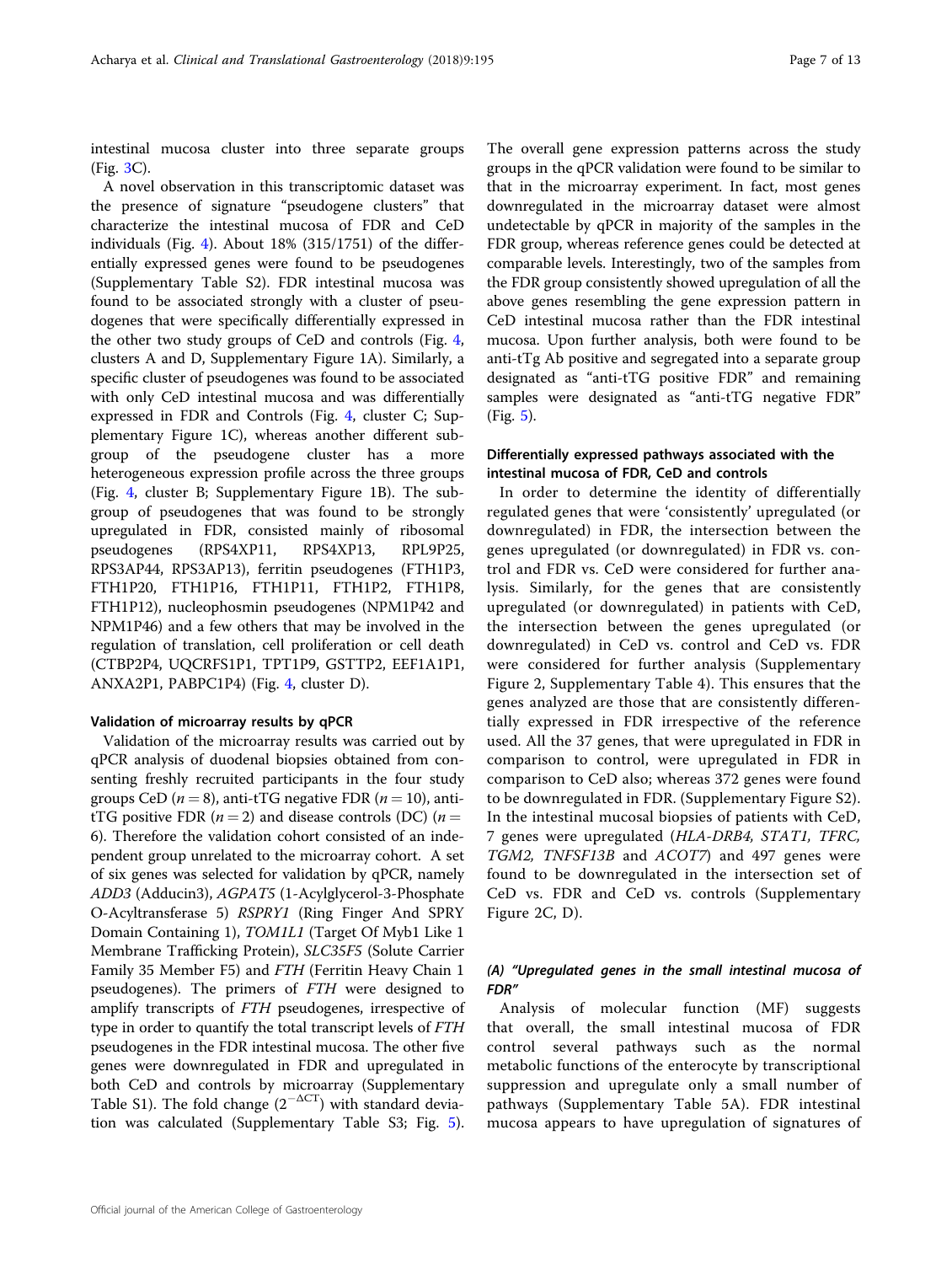intestinal mucosa cluster into three separate groups (Fig. 3C).

A novel observation in this transcriptomic dataset was the presence of signature "pseudogene clusters" that characterize the intestinal mucosa of FDR and CeD individuals (Fig. 4). About 18% (315/1751) of the differentially expressed genes were found to be pseudogenes (Supplementary Table S2). FDR intestinal mucosa was found to be associated strongly with a cluster of pseudogenes that were specifically differentially expressed in the other two study groups of CeD and controls (Fig. 4, clusters A and D, Supplementary Figure 1A). Similarly, a specific cluster of pseudogenes was found to be associated with only CeD intestinal mucosa and was differentially expressed in FDR and Controls (Fig. 4, cluster C; Supplementary Figure 1C), whereas another different subgroup of the pseudogene cluster has a more heterogeneous expression profile across the three groups (Fig. 4, cluster B; Supplementary Figure 1B). The subgroup of pseudogenes that was found to be strongly upregulated in FDR, consisted mainly of ribosomal pseudogenes (RPS4XP11, RPS4XP13, RPL9P25, RPS3AP44, RPS3AP13), ferritin pseudogenes (FTH1P3, FTH1P20, FTH1P16, FTH1P11, FTH1P2, FTH1P8, FTH1P12), nucleophosmin pseudogenes (NPM1P42 and NPM1P46) and a few others that may be involved in the regulation of translation, cell proliferation or cell death (CTBP2P4, UQCRFS1P1, TPT1P9, GSTTP2, EEF1A1P1, ANXA2P1, PABPC1P4) (Fig. 4, cluster D).

### Validation of microarray results by qPCR

Validation of the microarray results was carried out by qPCR analysis of duodenal biopsies obtained from consenting freshly recruited participants in the four study groups CeD ($n = 8$), anti-tTG negative FDR ($n = 10$), anti-tTG positive FDR ($n = 2$) and disease controls (DC) ($n = 6$). Therefore the validation cohort consisted of an independent group unrelated to the microarray cohort. A set of six genes was selected for validation by qPCR, namely *ADD3* (Adducin3), *AGPAT5* (1-Acylglycerol-3-Phosphate O-Acyltransferase 5) *RSPRY1* (Ring Finger And SPRY Domain Containing 1), *TOM1L1* (Target Of Myb1 Like 1 Membrane Trafficking Protein), *SLC35F5* (Solute Carrier Family 35 Member F5) and *FTH* (Ferritin Heavy Chain 1 pseudogenes). The primers of *FTH* were designed to amplify transcripts of *FTH* pseudogenes, irrespective of type in order to quantify the total transcript levels of *FTH* pseudogenes in the FDR intestinal mucosa. The other five genes were downregulated in FDR and upregulated in both CeD and controls by microarray (Supplementary Table S1). The fold change ($2^{-\Delta CT}$) with standard deviation was calculated (Supplementary Table S3; Fig. 5). The overall gene expression patterns across the study groups in the qPCR validation were found to be similar to that in the microarray experiment. In fact, most genes downregulated in the microarray dataset were almost undetectable by qPCR in majority of the samples in the FDR group, whereas reference genes could be detected at comparable levels. Interestingly, two of the samples from the FDR group consistently showed upregulation of all the above genes resembling the gene expression pattern in CeD intestinal mucosa rather than the FDR intestinal mucosa. Upon further analysis, both were found to be anti-tTg Ab positive and segregated into a separate group designated as "anti-tTG positive FDR" and remaining samples were designated as "anti-tTG negative FDR" (Fig. 5).

### Differentially expressed pathways associated with the intestinal mucosa of FDR, CeD and controls

In order to determine the identity of differentially regulated genes that were 'consistently' upregulated (or downregulated) in FDR, the intersection between the genes upregulated (or downregulated) in FDR vs. control and FDR vs. CeD were considered for further analysis. Similarly, for the genes that are consistently upregulated (or downregulated) in patients with CeD, the intersection between the genes upregulated (or downregulated) in CeD vs. control and CeD vs. FDR were considered for further analysis (Supplementary Figure 2, Supplementary Table 4). This ensures that the genes analyzed are those that are consistently differentially expressed in FDR irrespective of the reference used. All the 37 genes, that were upregulated in FDR in comparison to control, were upregulated in FDR in comparison to CeD also; whereas 372 genes were found to be downregulated in FDR. (Supplementary Figure S2). In the intestinal mucosal biopsies of patients with CeD, 7 genes were upregulated (*HLA-DRB4, STAT1, TFRC, TGM2, TNFSF13B* and *ACOT7*) and 497 genes were found to be downregulated in the intersection set of CeD vs. FDR and CeD vs. controls (Supplementary Figure 2C, D).

#### (A) "Upregulated genes in the small intestinal mucosa of FDR"

Analysis of molecular function (MF) suggests that overall, the small intestinal mucosa of FDR control several pathways such as the normal metabolic functions of the enterocyte by transcriptional suppression and upregulate only a small number of pathways (Supplementary Table 5A). FDR intestinal mucosa appears to have upregulation of signatures of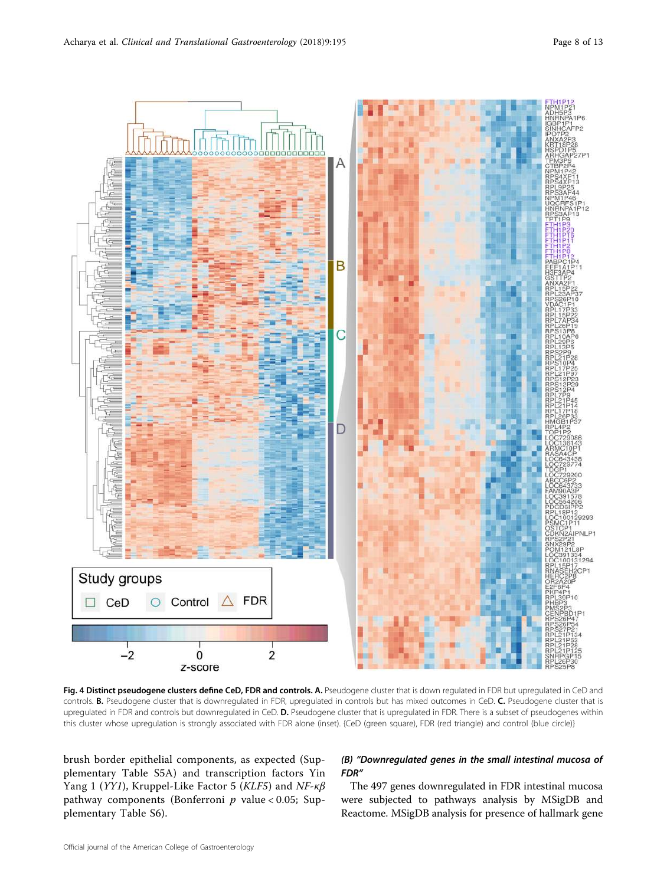**Fig. 4 Distinct pseudogene clusters define CeD, FDR and controls. A.** Pseudogene cluster that is down regulated in FDR but upregulated in CeD and controls. **B.** Pseudogene cluster that is downregulated in FDR, upregulated in controls but has mixed outcomes in CeD. **C.** Pseudogene cluster that is upregulated in FDR and controls but downregulated in CeD. **D.** Pseudogene cluster that is upregulated in FDR. There is a subset of pseudogenes within this cluster whose upregulation is strongly associated with FDR alone (inset). {CeD (green square), FDR (red triangle) and control (blue circle)}

brush border epithelial components, as expected (Supplementary Table S5A) and transcription factors Yin Yang 1 (*YY1*), Kruppel-Like Factor 5 (*KLF5*) and *NF-κβ* pathway components (Bonferroni $p$ value < 0.05; Supplementary Table S6).

#### (B) *"Downregulated genes in the small intestinal mucosa of FDR"*

The 497 genes downregulated in FDR intestinal mucosa were subjected to pathways analysis by MSigDB and Reactome. MSigDB analysis for presence of hallmark gene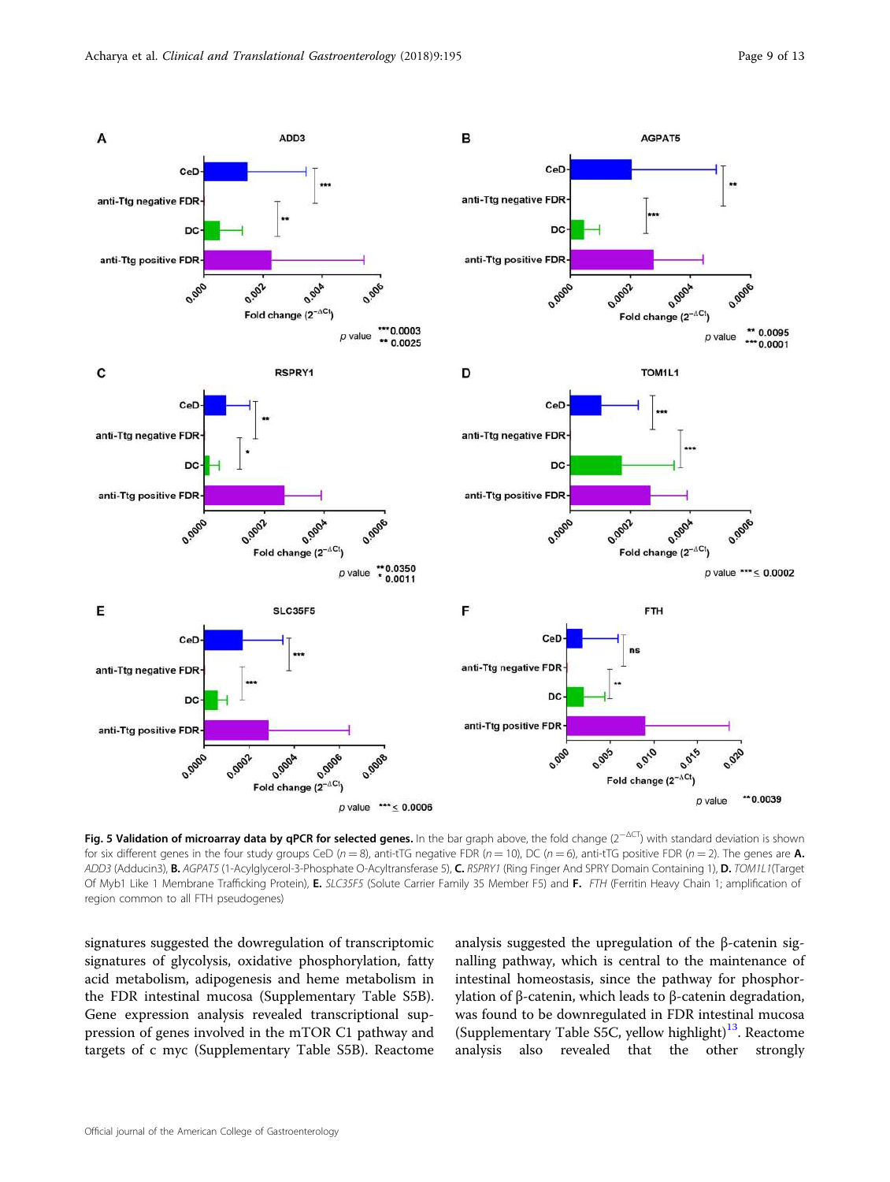**Fig. 5 Validation of microarray data by qPCR for selected genes.** In the bar graph above, the fold change ($2^{-\Delta CT}$) with standard deviation is shown for six different genes in the four study groups CeD ($n = 8$), anti-tTG negative FDR ($n = 10$), DC ($n = 6$), anti-tTG positive FDR ($n = 2$). The genes are **A.** *ADD3* (Adducin3), **B.** *AGPAT5* (1-Acylglycerol-3-Phosphate O-Acyltransferase 5), **C.** *RSPRY1* (Ring Finger And SPRY Domain Containing 1), **D.** *TOM1L1* (Target Of Myb1 Like 1 Membrane Trafficking Protein), **E.** *SLC35F5* (Solute Carrier Family 35 Member F5) and **F.** *FTH* (Ferritin Heavy Chain 1; amplification of region common to all FTH pseudogenes)

signatures suggested the dowregulation of transcriptomic signatures of glycolysis, oxidative phosphorylation, fatty acid metabolism, adipogenesis and heme metabolism in the FDR intestinal mucosa (Supplementary Table S5B). Gene expression analysis revealed transcriptional suppression of genes involved in the mTOR C1 pathway and targets of c myc (Supplementary Table S5B). Reactome analysis suggested the upregulation of the β-catenin signalling pathway, which is central to the maintenance of intestinal homeostasis, since the pathway for phosphorylation of β-catenin, which leads to β-catenin degradation, was found to be downregulated in FDR intestinal mucosa (Supplementary Table S5C, yellow highlight)[13]. Reactome analysis also revealed that the other strongly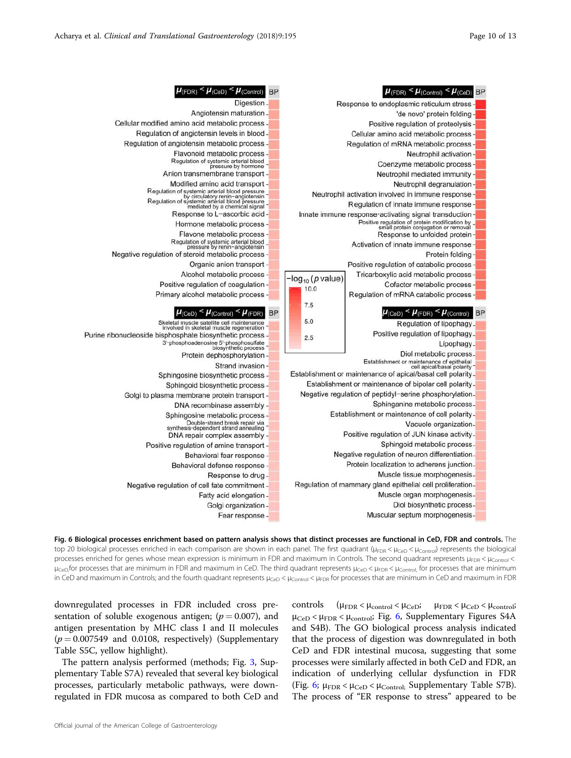| $\mu_{(FDR)} < \mu_{(CeD)} < \mu_{(Control)}$ | $\mu_{(FDR)} < \mu_{(Control)} < \mu_{(CeD)}$ |
|---|---|
| Digestion | Response to endoplasmic reticulum stress |
| Angiotensin maturation | 'de novo' protein folding |
| Cellular modified amino acid metabolic process | Positive regulation of proteolysis |
| Regulation of angiotensin levels in blood | Cellular amino acid metabolic process |
| Regulation of angiotensin metabolic process | Regulation of mRNA metabolic process |
| Flavonoid metabolic process | Neutrophil activation |
| Regulation of systemic arterial blood pressure by hormone | Coenzyme metabolic process |
| Anion transmembrane transport | Neutrophil mediated immunity |
| Modified amino acid transport | Neutrophil degranulation |
| Regulation of systemic arterial blood pressure by circulatory renin–angiotensin | Neutrophil activation involved in immune response |
| Regulation of systemic arterial blood pressure mediated by a chemical signal | Regulation of innate immune response |
| Response to L–ascorbic acid | Innate immune response-activating signal transduction |
| Hormone metabolic process | Positive regulation of protein modification by small protein conjugation or removal |
| Flavone metabolic process | Response to unfolded protein |
| Regulation of systemic arterial blood pressure by renin–angiotensin | Activation of innate immune response |
| Negative regulation of steroid metabolic process | Protein folding |
| Organic anion transport | Positive regulation of catabolic process |
| Alcohol metabolic process | Tricarboxylic acid metabolic process |
| Positive regulation of coagulation | Cofactor metabolic process |
| Primary alcohol metabolic process | Regulation of mRNA catabolic process |

| $\mu_{(CeD)} < \mu_{(Control)} < \mu_{(FDR)}$ | $\mu_{(CeD)} < \mu_{(FDR)} < \mu_{(Control)}$ |
|---|---|
| Skeletal muscle satellite cell maintenance involved in skeletal muscle regeneration | Regulation of lipophagy |
| Purine ribonucleoside bisphosphate biosynthetic process | Positive regulation of lipophagy |
| 3'-phosphoadenosine 5'-phosphosulfate biosynthetic process | Lipophagy |
| Protein dephosphorylation | Diol metabolic process |
| Strand invasion | Establishment or maintenance of epithelial cell apical/basal polarity |
| Sphingosine biosynthetic process | Establishment or maintenance of apical/basal cell polarity |
| Sphingoid biosynthetic process | Establishment or maintenance of bipolar cell polarity |
| Golgi to plasma membrane protein transport | Negative regulation of peptidyl–serine phosphorylation |
| DNA recombinase assembly | Sphinganine metabolic process |
| Sphingosine metabolic process | Establishment or maintenance of cell polarity |
| Double-strand break repair via synthesis-dependent strand annealing | Vacuole organization |
| DNA repair complex assembly | Positive regulation of JUN kinase activity |
| Positive regulation of amine transport | Sphingoid metabolic process |
| Behavioral fear response | Negative regulation of neuron differentiation |
| Behavioral defense response | Protein localization to adherens junction |
| Response to drug | Muscle tissue morphogenesis |
| Negative regulation of cell fate commitment | Regulation of mammary gland epithelial cell proliferation |
| Fatty acid elongation | Muscle organ morphogenesis |
| Golgi organization | Diol biosynthetic process |
| Fear response | Muscular septum morphogenesis |

$-\log_{10}(p\ \text{value})$: 10.0, 7.5, 5.0, 2.5

**Fig. 6 Biological processes enrichment based on pattern analysis shows that distinct processes are functional in CeD, FDR and controls.** The top 20 biological processes enriched in each comparison are shown in each panel. The first quadrant ($\mu_{FDR} < \mu_{CeD} < \mu_{Control}$) represents the biological processes enriched for genes whose mean expression is minimum in FDR and maximum in Controls. The second quadrant represents $\mu_{FDR} < \mu_{Control} < \mu_{CeD}$ for processes that are minimum in FDR and maximum in CeD. The third quadrant represents $\mu_{CeD} < \mu_{FDR} < \mu_{Control}$ for processes that are minimum in CeD and maximum in Controls; and the fourth quadrant represents $\mu_{CeD} < \mu_{Control} < \mu_{FDR}$ for processes that are minimum in CeD and maximum in FDR

downregulated processes in FDR included cross presentation of soluble exogenous antigen; ($p = 0.007$), and antigen presentation by MHC class I and II molecules ($p = 0.007549$ and 0.0108, respectively) (Supplementary Table S5C, yellow highlight).

The pattern analysis performed (methods; Fig. 3, Supplementary Table S7A) revealed that several key biological processes, particularly metabolic pathways, were downregulated in FDR mucosa as compared to both CeD and controls ($\mu_{FDR} < \mu_{control} < \mu_{CeD}$; $\mu_{FDR} < \mu_{CeD} < \mu_{control}$; $\mu_{CeD} < \mu_{FDR} < \mu_{control}$; Fig. 6, Supplementary Figures S4A and S4B). The GO biological process analysis indicated that the process of digestion was downregulated in both CeD and FDR intestinal mucosa, suggesting that some processes were similarly affected in both CeD and FDR, an indication of underlying cellular dysfunction in FDR (Fig. 6; $\mu_{FDR} < \mu_{CeD} < \mu_{Control}$; Supplementary Table S7B). The process of "ER response to stress" appeared to be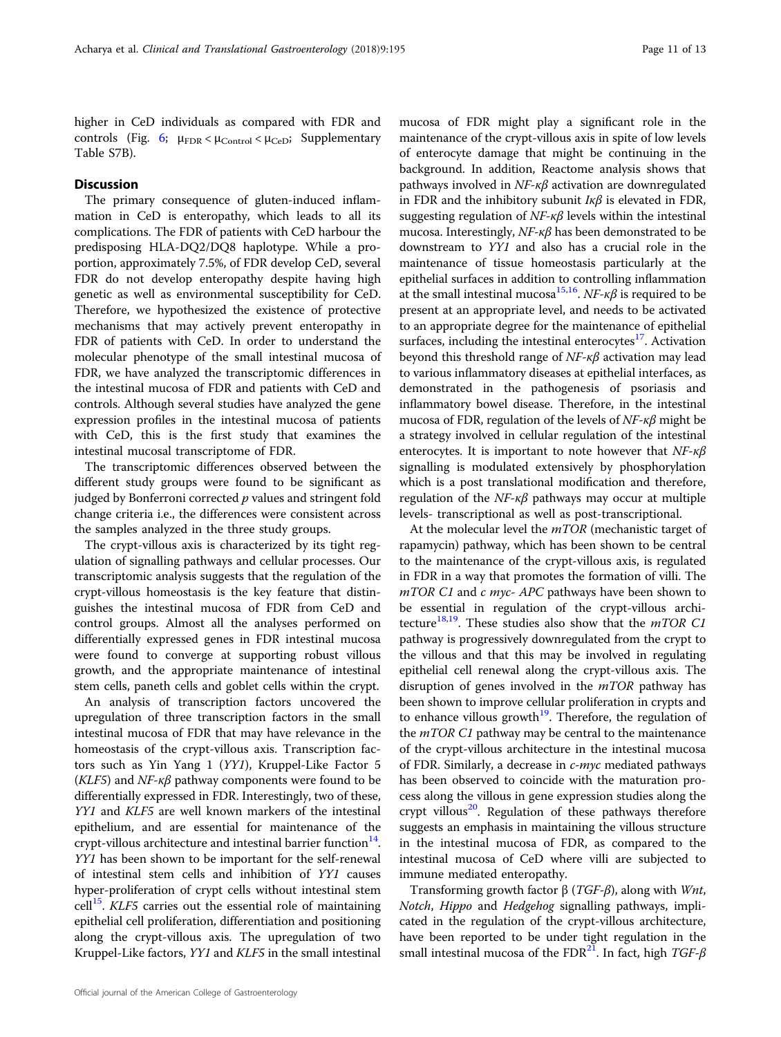higher in CeD individuals as compared with FDR and controls (Fig. 6; $\mu_{FDR} < \mu_{Control} < \mu_{CeD}$; Supplementary Table S7B).

## Discussion

The primary consequence of gluten-induced inflammation in CeD is enteropathy, which leads to all its complications. The FDR of patients with CeD harbour the predisposing HLA-DQ2/DQ8 haplotype. While a proportion, approximately 7.5%, of FDR develop CeD, several FDR do not develop enteropathy despite having high genetic as well as environmental susceptibility for CeD. Therefore, we hypothesized the existence of protective mechanisms that may actively prevent enteropathy in FDR of patients with CeD. In order to understand the molecular phenotype of the small intestinal mucosa of FDR, we have analyzed the transcriptomic differences in the intestinal mucosa of FDR and patients with CeD and controls. Although several studies have analyzed the gene expression profiles in the intestinal mucosa of patients with CeD, this is the first study that examines the intestinal mucosal transcriptome of FDR.

The transcriptomic differences observed between the different study groups were found to be significant as judged by Bonferroni corrected *p* values and stringent fold change criteria i.e., the differences were consistent across the samples analyzed in the three study groups.

The crypt-villous axis is characterized by its tight regulation of signalling pathways and cellular processes. Our transcriptomic analysis suggests that the regulation of the crypt-villous homeostasis is the key feature that distinguishes the intestinal mucosa of FDR from CeD and control groups. Almost all the analyses performed on differentially expressed genes in FDR intestinal mucosa were found to converge at supporting robust villous growth, and the appropriate maintenance of intestinal stem cells, paneth cells and goblet cells within the crypt.

An analysis of transcription factors uncovered the upregulation of three transcription factors in the small intestinal mucosa of FDR that may have relevance in the homeostasis of the crypt-villous axis. Transcription factors such as Yin Yang 1 (*YY1*), Kruppel-Like Factor 5 (*KLF5*) and *NF-κβ* pathway components were found to be differentially expressed in FDR. Interestingly, two of these, *YY1* and *KLF5* are well known markers of the intestinal epithelium, and are essential for maintenance of the crypt-villous architecture and intestinal barrier function[14]. *YY1* has been shown to be important for the self-renewal of intestinal stem cells and inhibition of *YY1* causes hyper-proliferation of crypt cells without intestinal stem cell[15]. *KLF5* carries out the essential role of maintaining epithelial cell proliferation, differentiation and positioning along the crypt-villous axis. The upregulation of two Kruppel-Like factors, *YY1* and *KLF5* in the small intestinal mucosa of FDR might play a significant role in the maintenance of the crypt-villous axis in spite of low levels of enterocyte damage that might be continuing in the background. In addition, Reactome analysis shows that pathways involved in *NF-κβ* activation are downregulated in FDR and the inhibitory subunit *Iκβ* is elevated in FDR, suggesting regulation of *NF-κβ* levels within the intestinal mucosa. Interestingly, *NF-κβ* has been demonstrated to be downstream to *YY1* and also has a crucial role in the maintenance of tissue homeostasis particularly at the epithelial surfaces in addition to controlling inflammation at the small intestinal mucosa[15,16]. *NF-κβ* is required to be present at an appropriate level, and needs to be activated to an appropriate degree for the maintenance of epithelial surfaces, including the intestinal enterocytes[17]. Activation beyond this threshold range of *NF-κβ* activation may lead to various inflammatory diseases at epithelial interfaces, as demonstrated in the pathogenesis of psoriasis and inflammatory bowel disease. Therefore, in the intestinal mucosa of FDR, regulation of the levels of *NF-κβ* might be a strategy involved in cellular regulation of the intestinal enterocytes. It is important to note however that *NF-κβ* signalling is modulated extensively by phosphorylation which is a post translational modification and therefore, regulation of the *NF-κβ* pathways may occur at multiple levels- transcriptional as well as post-transcriptional.

At the molecular level the *mTOR* (mechanistic target of rapamycin) pathway, which has been shown to be central to the maintenance of the crypt-villous axis, is regulated in FDR in a way that promotes the formation of villi. The *mTOR C1* and *c myc- APC* pathways have been shown to be essential in regulation of the crypt-villous architecture[18,19]. These studies also show that the *mTOR C1* pathway is progressively downregulated from the crypt to the villous and that this may be involved in regulating epithelial cell renewal along the crypt-villous axis. The disruption of genes involved in the *mTOR* pathway has been shown to improve cellular proliferation in crypts and to enhance villous growth[19]. Therefore, the regulation of the *mTOR C1* pathway may be central to the maintenance of the crypt-villous architecture in the intestinal mucosa of FDR. Similarly, a decrease in *c-myc* mediated pathways has been observed to coincide with the maturation process along the villous in gene expression studies along the crypt villous[20]. Regulation of these pathways therefore suggests an emphasis in maintaining the villous structure in the intestinal mucosa of FDR, as compared to the intestinal mucosa of CeD where villi are subjected to immune mediated enteropathy.

Transforming growth factor β (*TGF-β*), along with *Wnt*, *Notch*, *Hippo* and *Hedgehog* signalling pathways, implicated in the regulation of the crypt-villous architecture, have been reported to be under tight regulation in the small intestinal mucosa of the FDR[21]. In fact, high *TGF-β*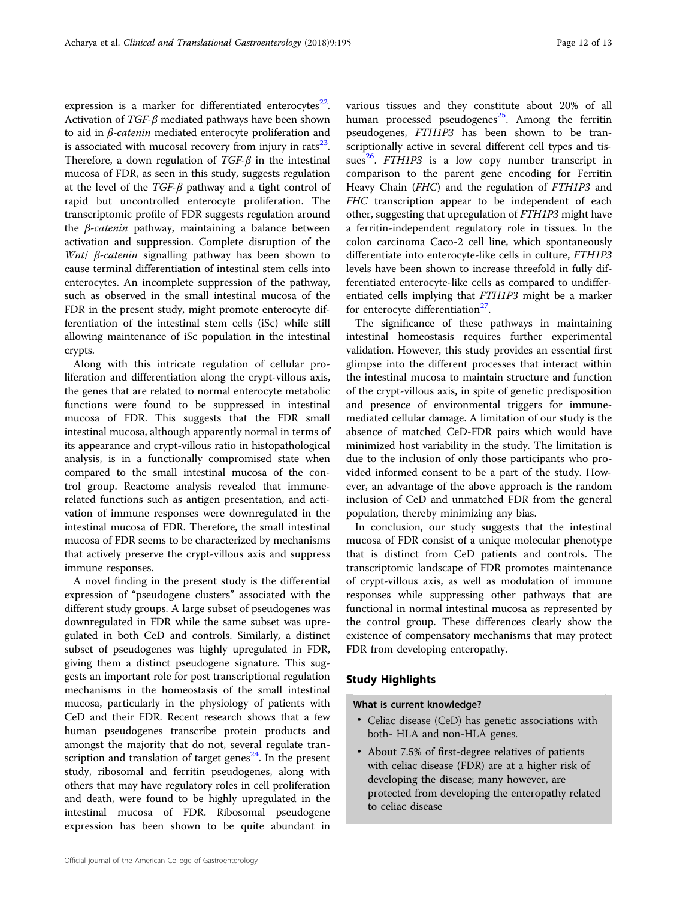expression is a marker for differentiated enterocytes[22]. Activation of *TGF-β* mediated pathways have been shown to aid in *β-catenin* mediated enterocyte proliferation and is associated with mucosal recovery from injury in rats[23]. Therefore, a down regulation of *TGF-β* in the intestinal mucosa of FDR, as seen in this study, suggests regulation at the level of the *TGF-β* pathway and a tight control of rapid but uncontrolled enterocyte proliferation. The transcriptomic profile of FDR suggests regulation around the *β-catenin* pathway, maintaining a balance between activation and suppression. Complete disruption of the *Wnt*/ *β-catenin* signalling pathway has been shown to cause terminal differentiation of intestinal stem cells into enterocytes. An incomplete suppression of the pathway, such as observed in the small intestinal mucosa of the FDR in the present study, might promote enterocyte differentiation of the intestinal stem cells (iSc) while still allowing maintenance of iSc population in the intestinal crypts.

Along with this intricate regulation of cellular proliferation and differentiation along the crypt-villous axis, the genes that are related to normal enterocyte metabolic functions were found to be suppressed in intestinal mucosa of FDR. This suggests that the FDR small intestinal mucosa, although apparently normal in terms of its appearance and crypt-villous ratio in histopathological analysis, is in a functionally compromised state when compared to the small intestinal mucosa of the control group. Reactome analysis revealed that immune-related functions such as antigen presentation, and activation of immune responses were downregulated in the intestinal mucosa of FDR. Therefore, the small intestinal mucosa of FDR seems to be characterized by mechanisms that actively preserve the crypt-villous axis and suppress immune responses.

A novel finding in the present study is the differential expression of "pseudogene clusters" associated with the different study groups. A large subset of pseudogenes was downregulated in FDR while the same subset was upregulated in both CeD and controls. Similarly, a distinct subset of pseudogenes was highly upregulated in FDR, giving them a distinct pseudogene signature. This suggests an important role for post transcriptional regulation mechanisms in the homeostasis of the small intestinal mucosa, particularly in the physiology of patients with CeD and their FDR. Recent research shows that a few human pseudogenes transcribe protein products and amongst the majority that do not, several regulate transcription and translation of target genes[24]. In the present study, ribosomal and ferritin pseudogenes, along with others that may have regulatory roles in cell proliferation and death, were found to be highly upregulated in the intestinal mucosa of FDR. Ribosomal pseudogene expression has been shown to be quite abundant in various tissues and they constitute about 20% of all human processed pseudogenes[25]. Among the ferritin pseudogenes, *FTH1P3* has been shown to be transcriptionally active in several different cell types and tissues[26]. *FTH1P3* is a low copy number transcript in comparison to the parent gene encoding for Ferritin Heavy Chain (*FHC*) and the regulation of *FTH1P3* and *FHC* transcription appear to be independent of each other, suggesting that upregulation of *FTH1P3* might have a ferritin-independent regulatory role in tissues. In the colon carcinoma Caco-2 cell line, which spontaneously differentiate into enterocyte-like cells in culture, *FTH1P3* levels have been shown to increase threefold in fully differentiated enterocyte-like cells as compared to undifferentiated cells implying that *FTH1P3* might be a marker for enterocyte differentiation[27].

The significance of these pathways in maintaining intestinal homeostasis requires further experimental validation. However, this study provides an essential first glimpse into the different processes that interact within the intestinal mucosa to maintain structure and function of the crypt-villous axis, in spite of genetic predisposition and presence of environmental triggers for immune-mediated cellular damage. A limitation of our study is the absence of matched CeD-FDR pairs which would have minimized host variability in the study. The limitation is due to the inclusion of only those participants who provided informed consent to be a part of the study. However, an advantage of the above approach is the random inclusion of CeD and unmatched FDR from the general population, thereby minimizing any bias.

In conclusion, our study suggests that the intestinal mucosa of FDR consist of a unique molecular phenotype that is distinct from CeD patients and controls. The transcriptomic landscape of FDR promotes maintenance of crypt-villous axis, as well as modulation of immune responses while suppressing other pathways that are functional in normal intestinal mucosa as represented by the control group. These differences clearly show the existence of compensatory mechanisms that may protect FDR from developing enteropathy.

## Study Highlights

### What is current knowledge?

- Celiac disease (CeD) has genetic associations with both- HLA and non-HLA genes.
- About 7.5% of first-degree relatives of patients with celiac disease (FDR) are at a higher risk of developing the disease; many however, are protected from developing the enteropathy related to celiac disease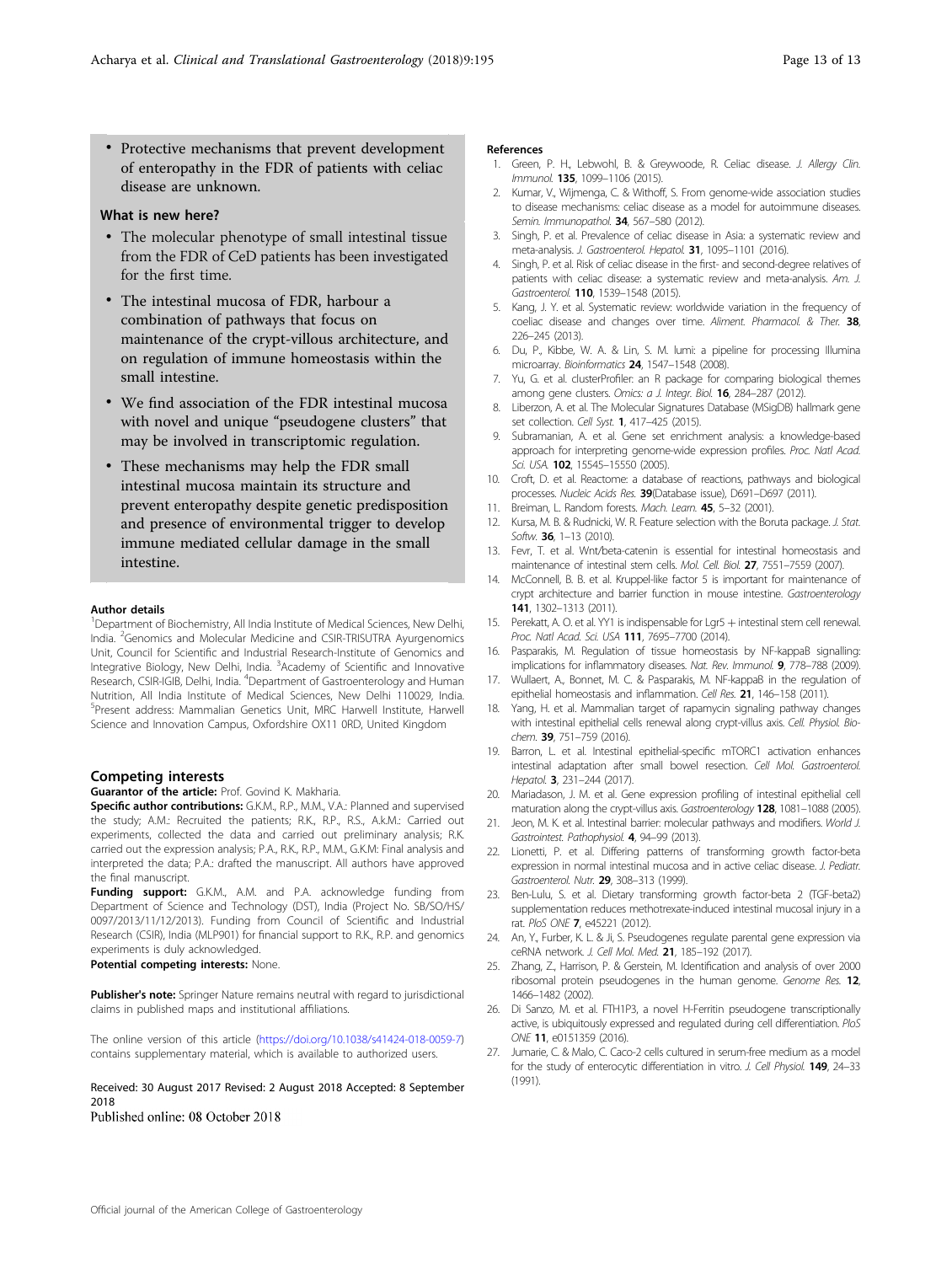- Protective mechanisms that prevent development of enteropathy in the FDR of patients with celiac disease are unknown.

### What is new here?

- The molecular phenotype of small intestinal tissue from the FDR of CeD patients has been investigated for the first time.
- The intestinal mucosa of FDR, harbour a combination of pathways that focus on maintenance of the crypt-villous architecture, and on regulation of immune homeostasis within the small intestine.
- We find association of the FDR intestinal mucosa with novel and unique "pseudogene clusters" that may be involved in transcriptomic regulation.
- These mechanisms may help the FDR small intestinal mucosa maintain its structure and prevent enteropathy despite genetic predisposition and presence of environmental trigger to develop immune mediated cellular damage in the small intestine.

#### Author details

[1]Department of Biochemistry, All India Institute of Medical Sciences, New Delhi, India. [2]Genomics and Molecular Medicine and CSIR-TRISUTRA Ayurgenomics Unit, Council for Scientific and Industrial Research-Institute of Genomics and Integrative Biology, New Delhi, India. [3]Academy of Scientific and Innovative Research, CSIR-IGIB, Delhi, India. [4]Department of Gastroenterology and Human Nutrition, All India Institute of Medical Sciences, New Delhi 110029, India. [5]Present address: Mammalian Genetics Unit, MRC Harwell Institute, Harwell Science and Innovation Campus, Oxfordshire OX11 0RD, United Kingdom

## Competing interests

**Guarantor of the article:** Prof. Govind K. Makharia.

**Specific author contributions:** G.K.M., R.P., M.M., V.A.: Planned and supervised the study; A.M.: Recruited the patients; R.K., R.P., R.S., A.k.M.: Carried out experiments, collected the data and carried out preliminary analysis; R.K. carried out the expression analysis; P.A., R.K., R.P., M.M., G.K.M: Final analysis and interpreted the data; P.A.: drafted the manuscript. All authors have approved the final manuscript.

**Funding support:** G.K.M., A.M. and P.A. acknowledge funding from Department of Science and Technology (DST), India (Project No. SB/SO/HS/0097/2013/11/12/2013). Funding from Council of Scientific and Industrial Research (CSIR), India (MLP901) for financial support to R.K., R.P. and genomics experiments is duly acknowledged.

**Potential competing interests:** None.

**Publisher's note:** Springer Nature remains neutral with regard to jurisdictional claims in published maps and institutional affiliations.

The online version of this article (https://doi.org/10.1038/s41424-018-0059-7) contains supplementary material, which is available to authorized users.

Received: 30 August 2017 Revised: 2 August 2018 Accepted: 8 September 2018
Published online: 08 October 2018

#### References

1. Green, P. H., Lebwohl, B. & Greywoode, R. Celiac disease. *J. Allergy Clin. Immunol.* **135**, 1099–1106 (2015).
2. Kumar, V., Wijmenga, C. & Withoff, S. From genome-wide association studies to disease mechanisms: celiac disease as a model for autoimmune diseases. *Semin. Immunopathol.* **34**, 567–580 (2012).
3. Singh, P. et al. Prevalence of celiac disease in Asia: a systematic review and meta-analysis. *J. Gastroenterol. Hepatol.* **31**, 1095–1101 (2016).
4. Singh, P. et al. Risk of celiac disease in the first- and second-degree relatives of patients with celiac disease: a systematic review and meta-analysis. *Am. J. Gastroenterol.* **110**, 1539–1548 (2015).
5. Kang, J. Y. et al. Systematic review: worldwide variation in the frequency of coeliac disease and changes over time. *Aliment. Pharmacol. & Ther.* **38**, 226–245 (2013).
6. Du, P., Kibbe, W. A. & Lin, S. M. lumi: a pipeline for processing Illumina microarray. *Bioinformatics* **24**, 1547–1548 (2008).
7. Yu, G. et al. clusterProfiler: an R package for comparing biological themes among gene clusters. *Omics: a J. Integr. Biol.* **16**, 284–287 (2012).
8. Liberzon, A. et al. The Molecular Signatures Database (MSigDB) hallmark gene set collection. *Cell Syst.* **1**, 417–425 (2015).
9. Subramanian, A. et al. Gene set enrichment analysis: a knowledge-based approach for interpreting genome-wide expression profiles. *Proc. Natl Acad. Sci. USA.* **102**, 15545–15550 (2005).
10. Croft, D. et al. Reactome: a database of reactions, pathways and biological processes. *Nucleic Acids Res.* **39**(Database issue), D691–D697 (2011).
11. Breiman, L. Random forests. *Mach. Learn.* **45**, 5–32 (2001).
12. Kursa, M. B. & Rudnicki, W. R. Feature selection with the Boruta package. *J. Stat. Softw.* **36**, 1–13 (2010).
13. Fevr, T. et al. Wnt/beta-catenin is essential for intestinal homeostasis and maintenance of intestinal stem cells. *Mol. Cell. Biol.* **27**, 7551–7559 (2007).
14. McConnell, B. B. et al. Kruppel-like factor 5 is important for maintenance of crypt architecture and barrier function in mouse intestine. *Gastroenterology* **141**, 1302–1313 (2011).
15. Perekatt, A. O. et al. YY1 is indispensable for Lgr5 + intestinal stem cell renewal. *Proc. Natl Acad. Sci. USA* **111**, 7695–7700 (2014).
16. Pasparakis, M. Regulation of tissue homeostasis by NF-kappaB signalling: implications for inflammatory diseases. *Nat. Rev. Immunol.* **9**, 778–788 (2009).
17. Wullaert, A., Bonnet, M. C. & Pasparakis, M. NF-kappaB in the regulation of epithelial homeostasis and inflammation. *Cell Res.* **21**, 146–158 (2011).
18. Yang, H. et al. Mammalian target of rapamycin signaling pathway changes with intestinal epithelial cells renewal along crypt-villus axis. *Cell. Physiol. Biochem.* **39**, 751–759 (2016).
19. Barron, L. et al. Intestinal epithelial-specific mTORC1 activation enhances intestinal adaptation after small bowel resection. *Cell Mol. Gastroenterol. Hepatol.* **3**, 231–244 (2017).
20. Mariadason, J. M. et al. Gene expression profiling of intestinal epithelial cell maturation along the crypt-villus axis. *Gastroenterology* **128**, 1081–1088 (2005).
21. Jeon, M. K. et al. Intestinal barrier: molecular pathways and modifiers. *World J. Gastrointest. Pathophysiol.* **4**, 94–99 (2013).
22. Lionetti, P. et al. Differing patterns of transforming growth factor-beta expression in normal intestinal mucosa and in active celiac disease. *J. Pediatr. Gastroenterol. Nutr.* **29**, 308–313 (1999).
23. Ben-Lulu, S. et al. Dietary transforming growth factor-beta 2 (TGF-beta2) supplementation reduces methotrexate-induced intestinal mucosal injury in a rat. *PloS ONE* **7**, e45221 (2012).
24. An, Y., Furber, K. L. & Ji, S. Pseudogenes regulate parental gene expression via ceRNA network. *J. Cell Mol. Med.* **21**, 185–192 (2017).
25. Zhang, Z., Harrison, P. & Gerstein, M. Identification and analysis of over 2000 ribosomal protein pseudogenes in the human genome. *Genome Res.* **12**, 1466–1482 (2002).
26. Di Sanzo, M. et al. FTH1P3, a novel H-Ferritin pseudogene transcriptionally active, is ubiquitously expressed and regulated during cell differentiation. *PloS ONE* **11**, e0151359 (2016).
27. Jumarie, C. & Malo, C. Caco-2 cells cultured in serum-free medium as a model for the study of enterocytic differentiation in vitro. *J. Cell Physiol.* **149**, 24–33 (1991).